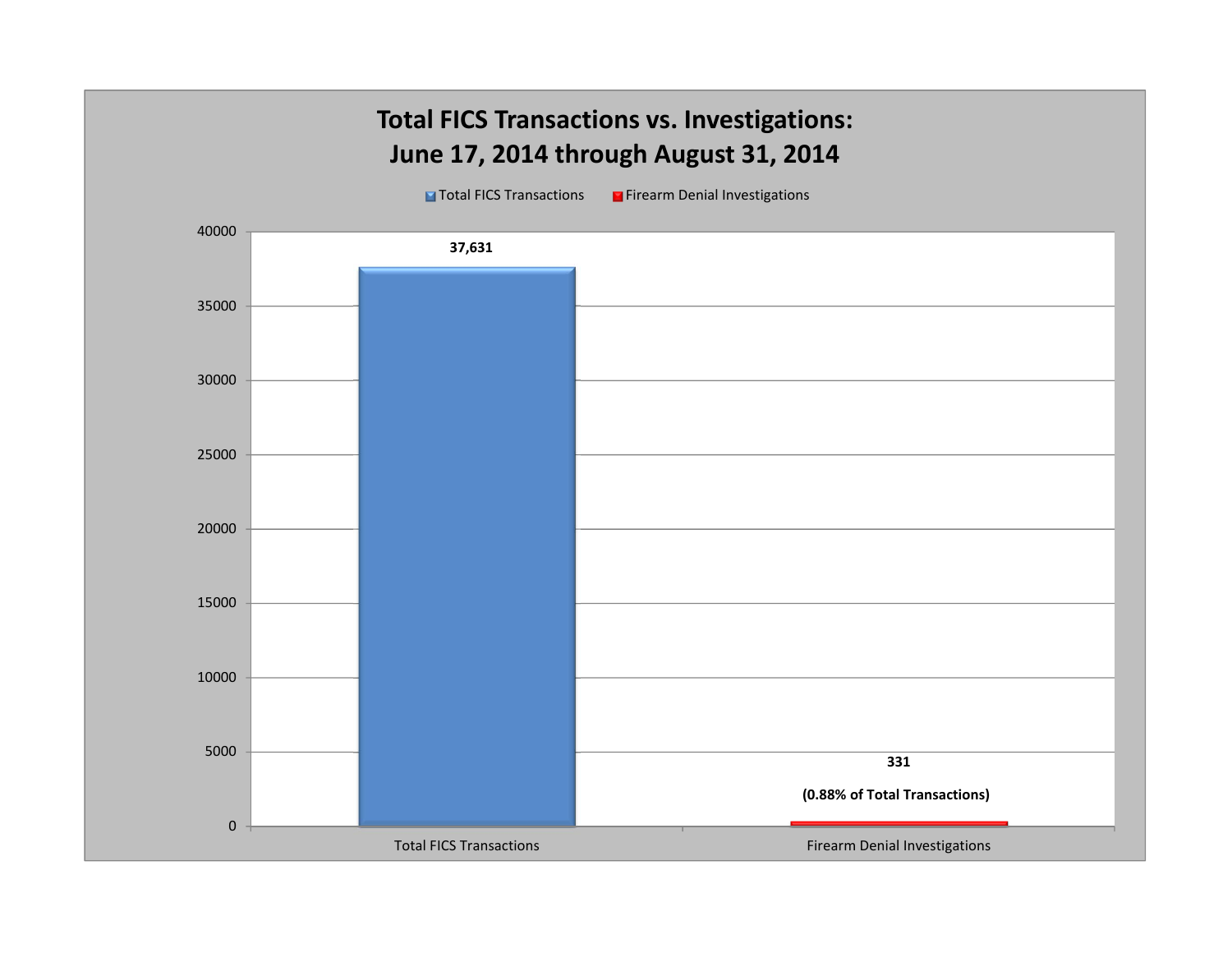# Total FICS Transactions vs. Investigations:
# June 17, 2014 through August 31, 2014

| | Total FICS Transactions | Firearm Denial Investigations |
|---|---|---|
| Count | 37,631 | 331 (0.88% of Total Transactions) |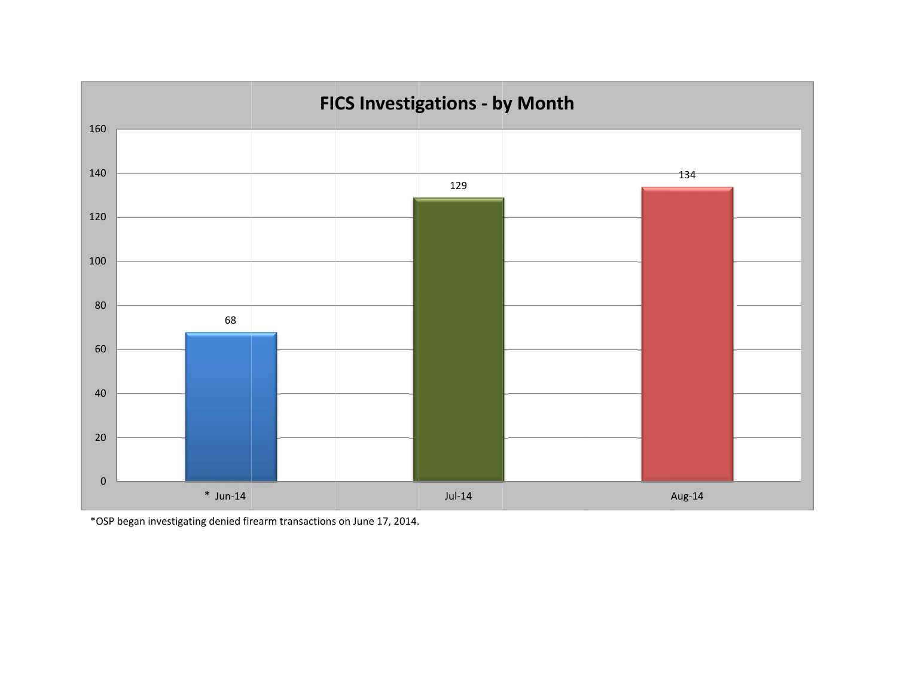## FICS Investigations - by Month

| Month | Investigations |
|---|---|
| * Jun-14 | 68 |
| Jul-14 | 129 |
| Aug-14 | 134 |

*OSP began investigating denied firearm transactions on June 17, 2014.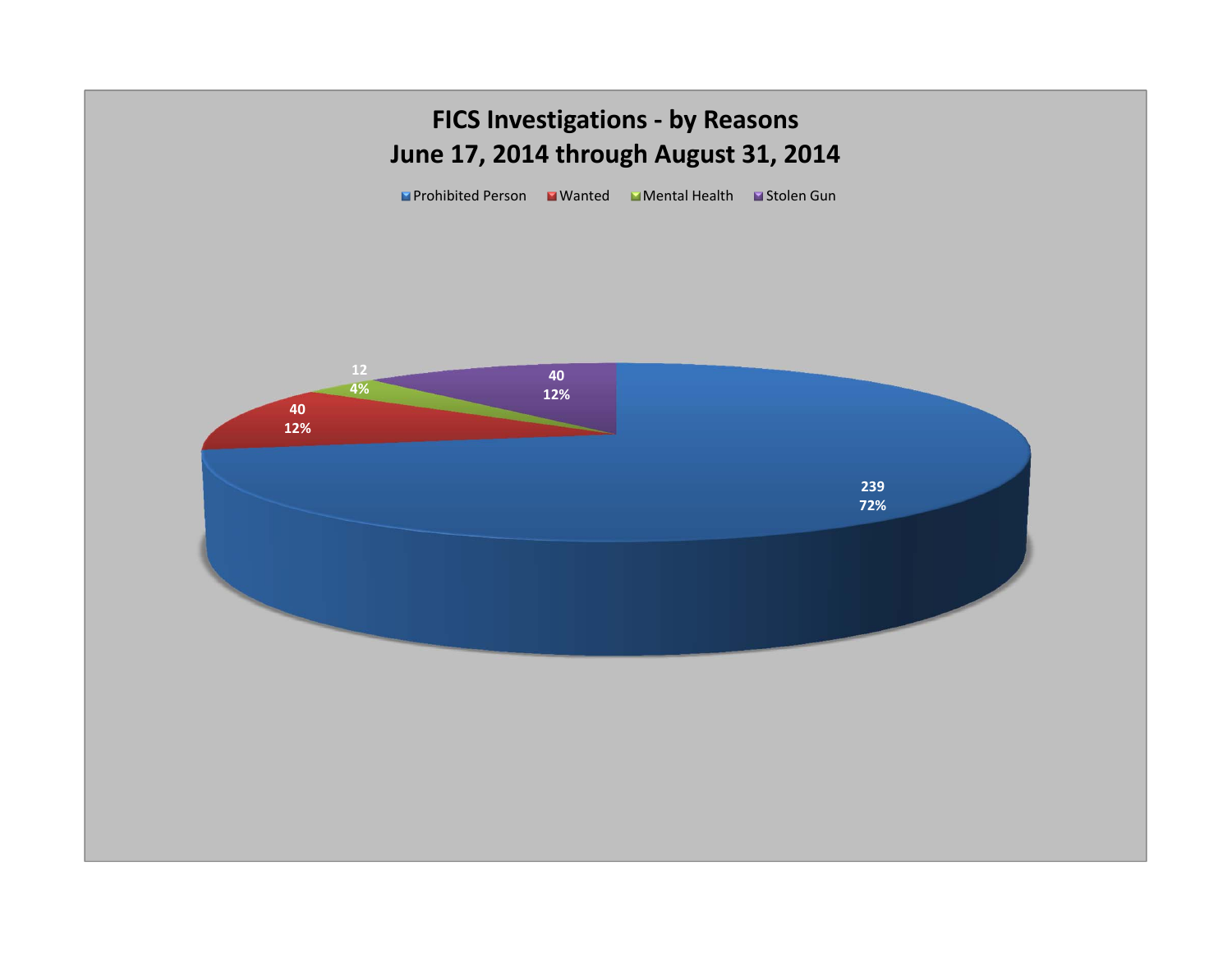# FICS Investigations - by Reasons
## June 17, 2014 through August 31, 2014

| Reason | Count | Percent |
|---|---|---|
| Prohibited Person | 239 | 72% |
| Wanted | 40 | 12% |
| Mental Health | 12 | 4% |
| Stolen Gun | 40 | 12% |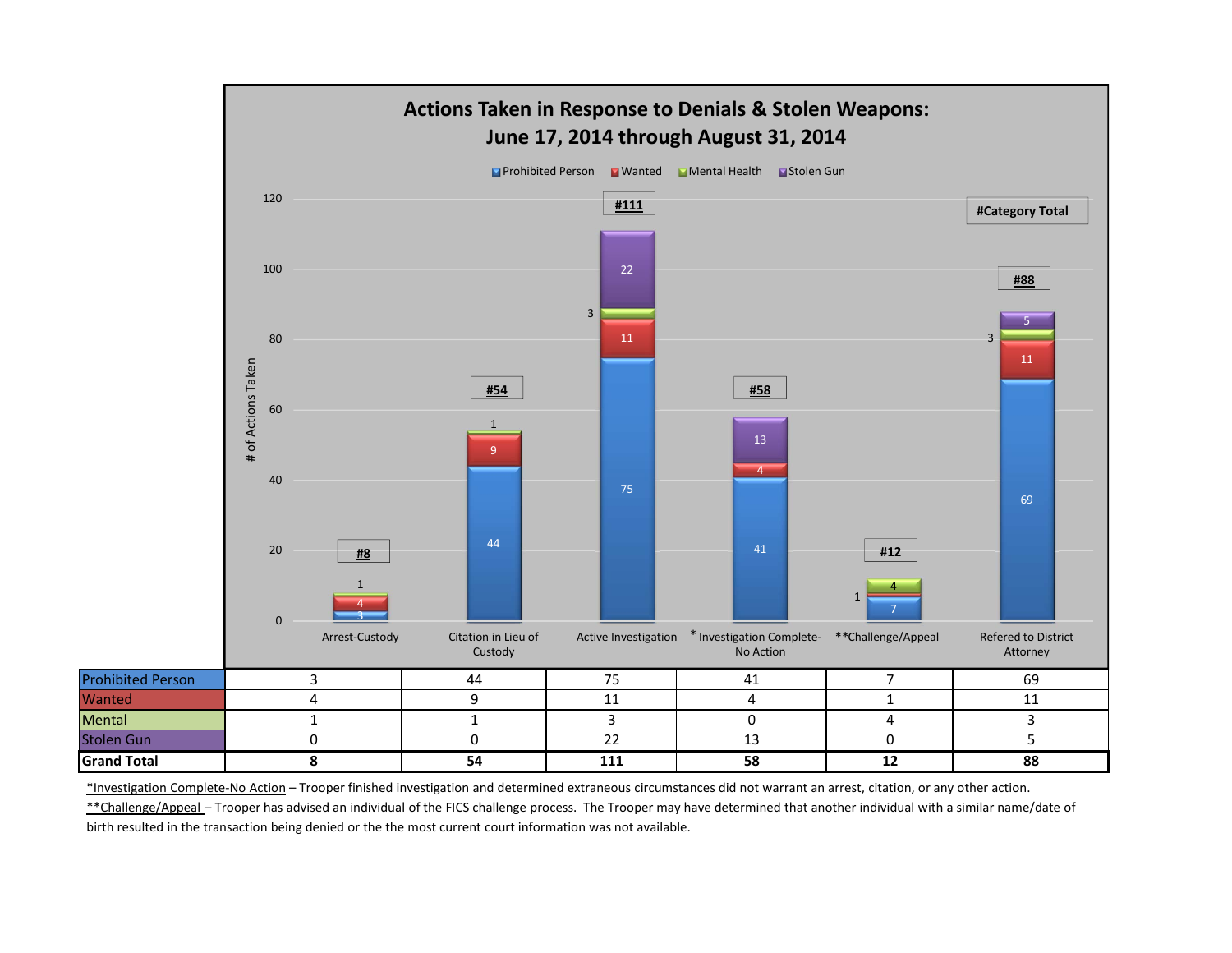## Actions Taken in Response to Denials & Stolen Weapons: June 17, 2014 through August 31, 2014

| | Arrest-Custody | Citation in Lieu of Custody | Active Investigation | * Investigation Complete-No Action | **Challenge/Appeal | Refered to District Attorney |
|---|---|---|---|---|---|---|
| Prohibited Person | 3 | 44 | 75 | 41 | 7 | 69 |
| Wanted | 4 | 9 | 11 | 4 | 1 | 11 |
| Mental | 1 | 1 | 3 | 0 | 4 | 3 |
| Stolen Gun | 0 | 0 | 22 | 13 | 0 | 5 |
| **Grand Total** | **8** | **54** | **111** | **58** | **12** | **88** |

*Investigation Complete-No Action – Trooper finished investigation and determined extraneous circumstances did not warrant an arrest, citation, or any other action.

**Challenge/Appeal – Trooper has advised an individual of the FICS challenge process. The Trooper may have determined that another individual with a similar name/date of birth resulted in the transaction being denied or the the most current court information was not available.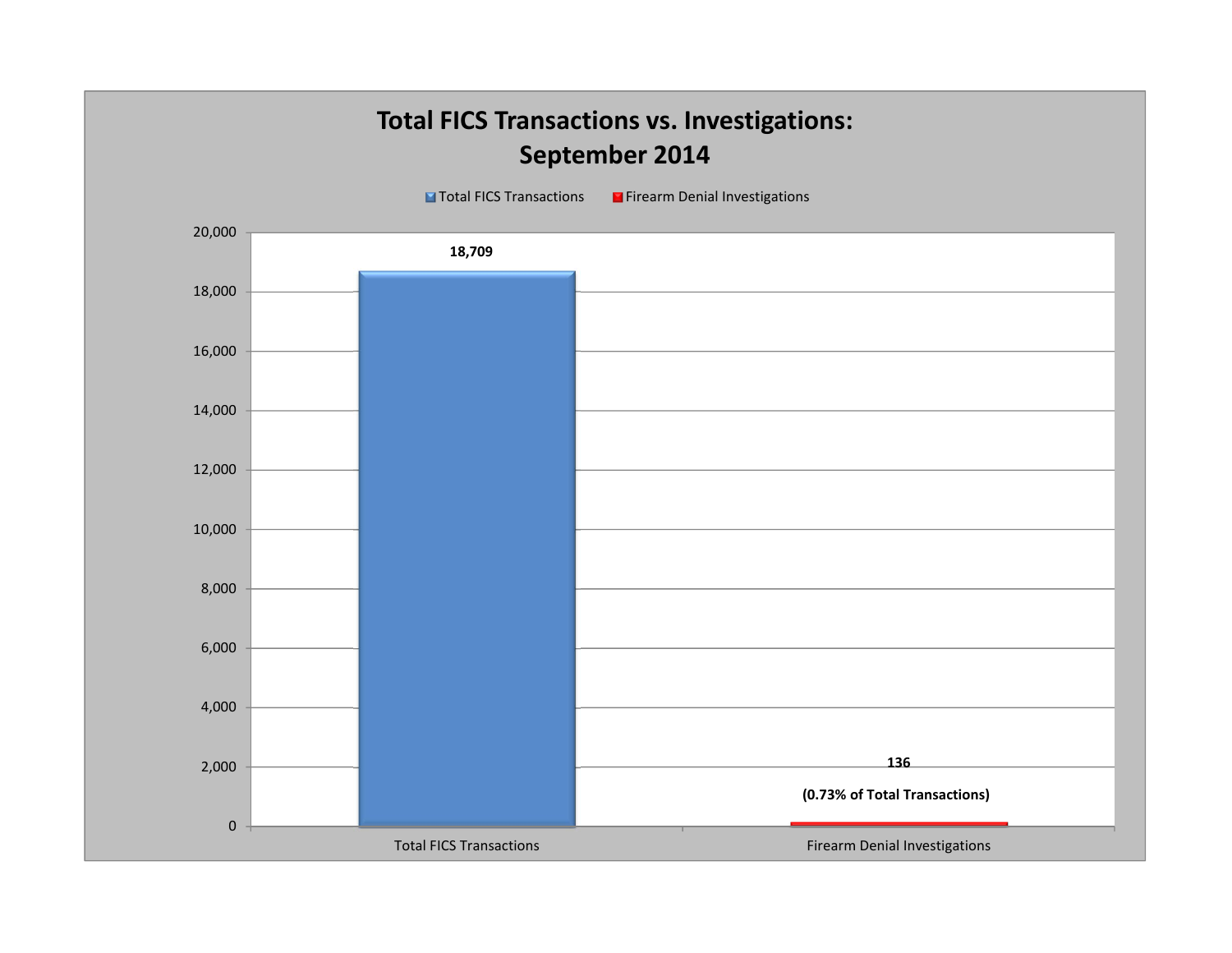# Total FICS Transactions vs. Investigations: September 2014

| Category | Count |
|---|---|
| Total FICS Transactions | 18,709 |
| Firearm Denial Investigations | 136 (0.73% of Total Transactions) |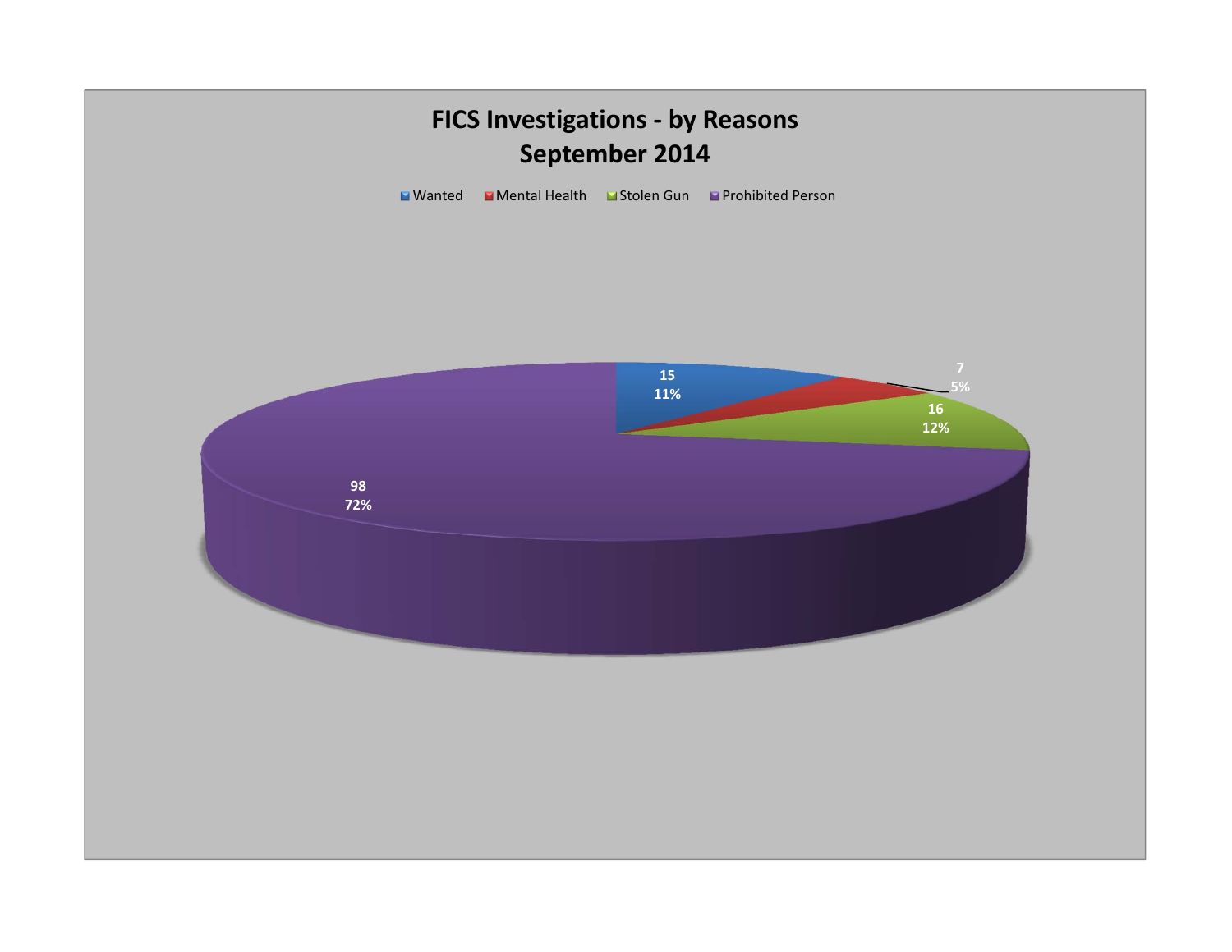# FICS Investigations - by Reasons
## September 2014

| Reason | Count | Percent |
|---|---|---|
| Wanted | 15 | 11% |
| Mental Health | 7 | 5% |
| Stolen Gun | 16 | 12% |
| Prohibited Person | 98 | 72% |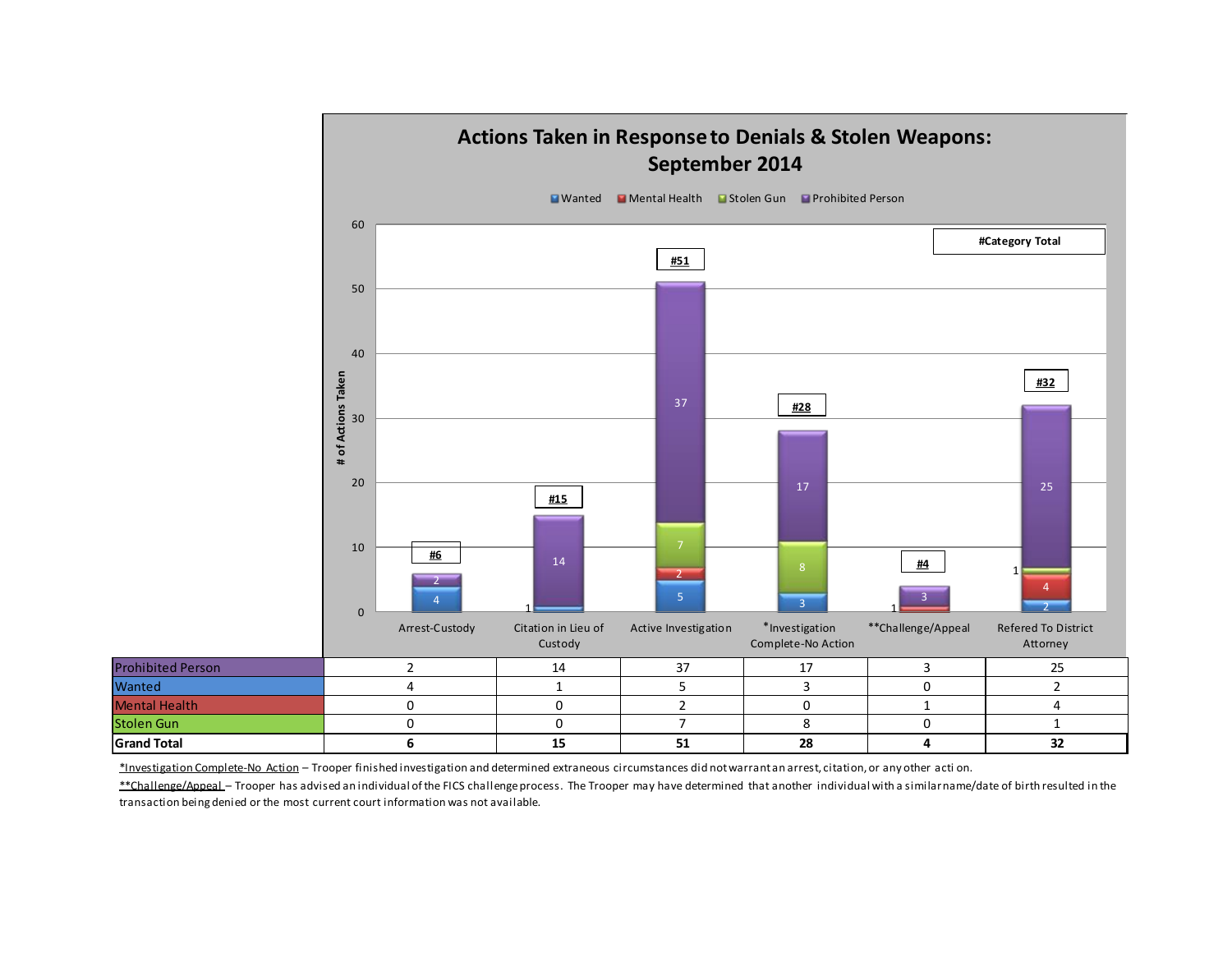## Actions Taken in Response to Denials & Stolen Weapons: September 2014

| | Arrest-Custody | Citation in Lieu of Custody | Active Investigation | *Investigation Complete-No Action | **Challenge/Appeal | Refered To District Attorney |
|---|---|---|---|---|---|---|
| Prohibited Person | 2 | 14 | 37 | 17 | 3 | 25 |
| Wanted | 4 | 1 | 5 | 3 | 0 | 2 |
| Mental Health | 0 | 0 | 2 | 0 | 1 | 4 |
| Stolen Gun | 0 | 0 | 7 | 8 | 0 | 1 |
| **Grand Total** | **6** | **15** | **51** | **28** | **4** | **32** |

*Investigation Complete-No Action – Trooper finished investigation and determined extraneous circumstances did not warrant an arrest, citation, or any other action.

**Challenge/Appeal – Trooper has advised an individual of the FICS challenge process. The Trooper may have determined that another individual with a similar name/date of birth resulted in the transaction being denied or the most current court information was not available.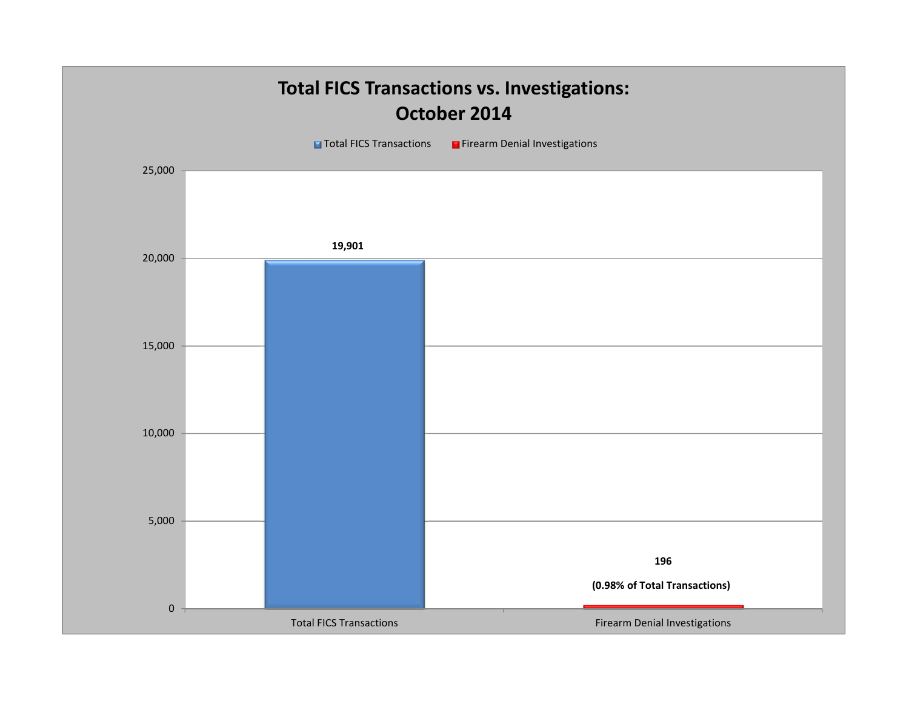## Total FICS Transactions vs. Investigations: October 2014

| Category | Count |
|---|---|
| Total FICS Transactions | 19,901 |
| Firearm Denial Investigations | 196 (0.98% of Total Transactions) |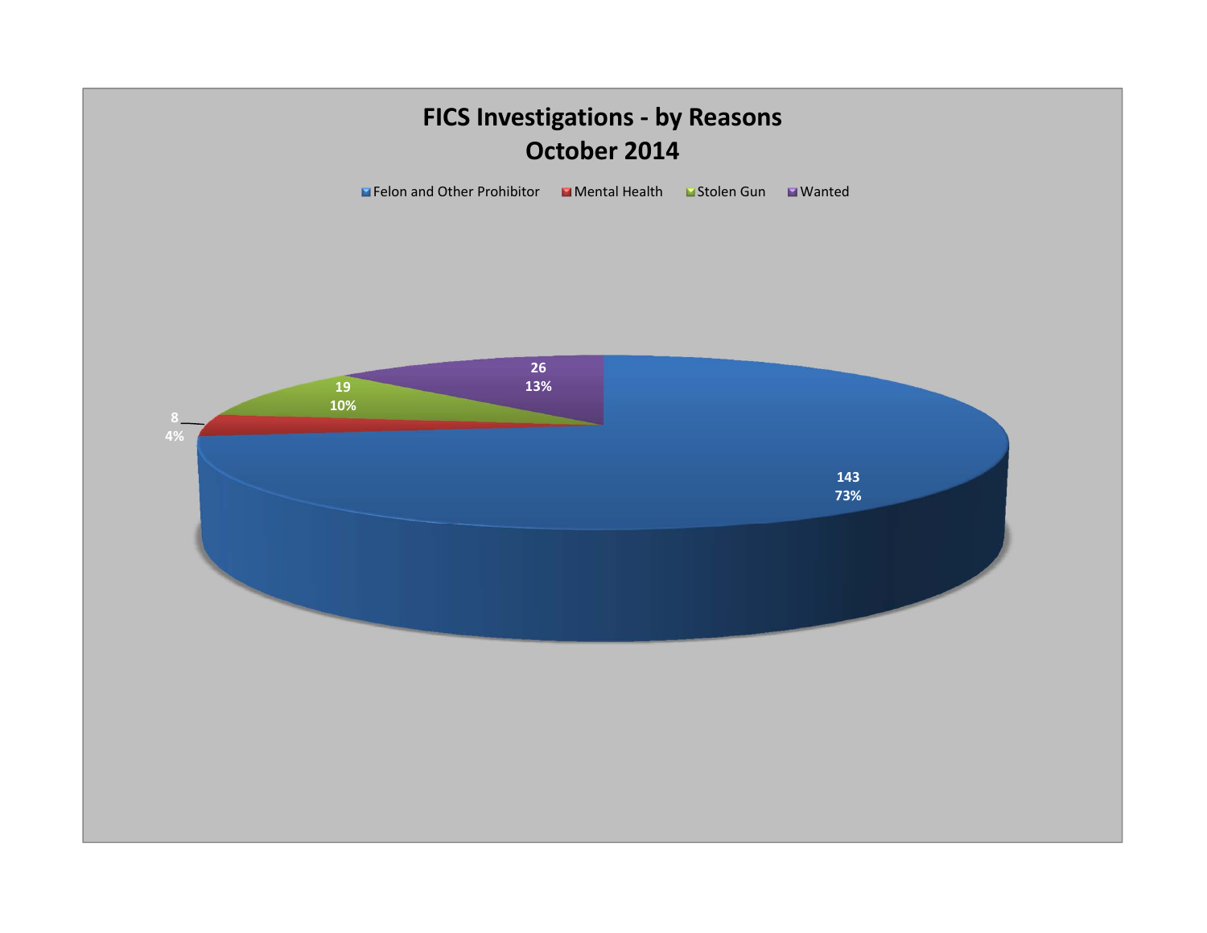# FICS Investigations - by Reasons
## October 2014

| Reason | Count | Percent |
|---|---|---|
| Felon and Other Prohibitor | 143 | 73% |
| Mental Health | 8 | 4% |
| Stolen Gun | 19 | 10% |
| Wanted | 26 | 13% |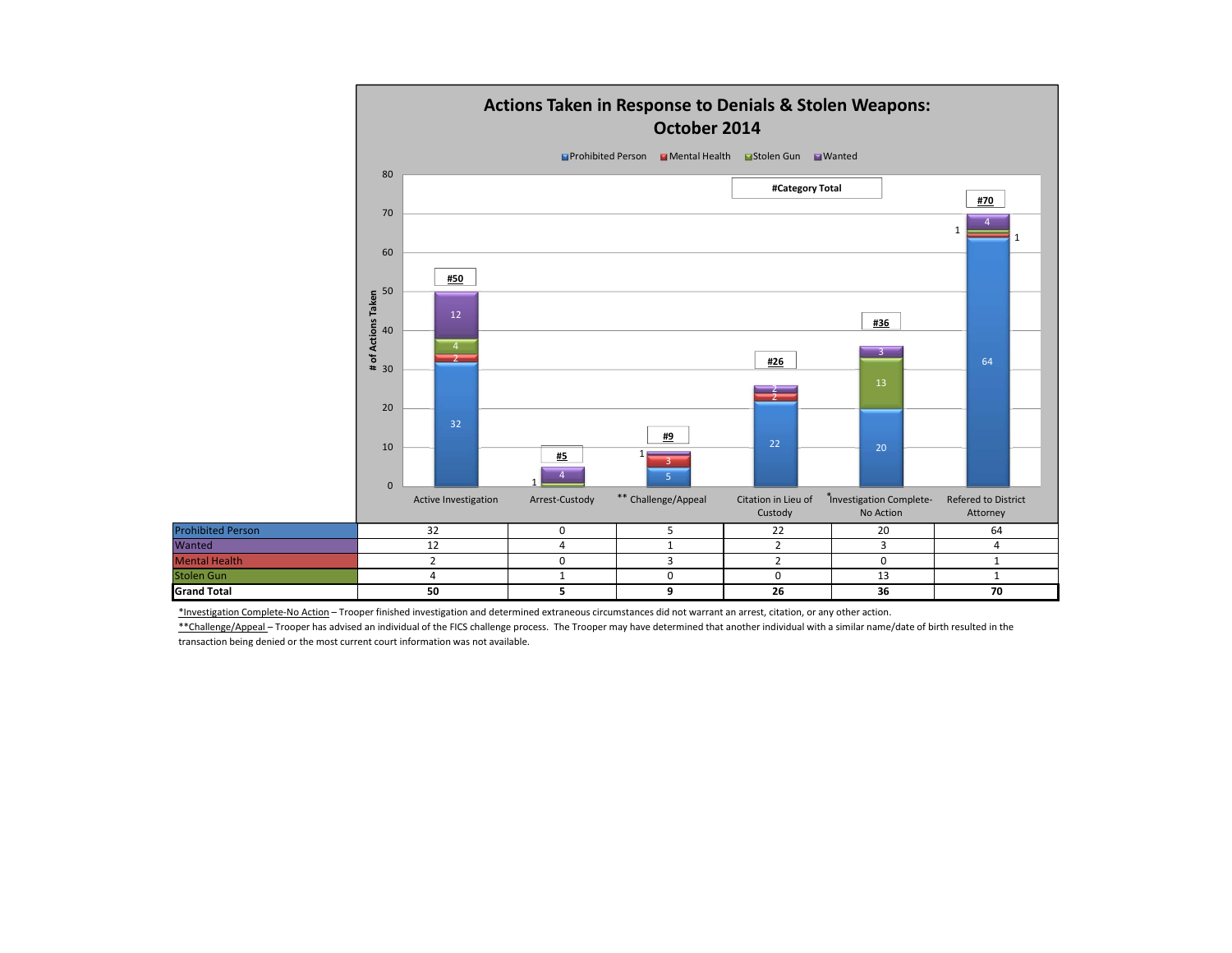## Actions Taken in Response to Denials & Stolen Weapons: October 2014

| | Active Investigation | Arrest-Custody | ** Challenge/Appeal | Citation in Lieu of Custody | *Investigation Complete-No Action | Refered to District Attorney |
|---|---|---|---|---|---|---|
| Prohibited Person | 32 | 0 | 5 | 22 | 20 | 64 |
| Wanted | 12 | 4 | 1 | 2 | 3 | 4 |
| Mental Health | 2 | 0 | 3 | 2 | 0 | 1 |
| Stolen Gun | 4 | 1 | 0 | 0 | 13 | 1 |
| **Grand Total** | **50** | **5** | **9** | **26** | **36** | **70** |

*Investigation Complete-No Action – Trooper finished investigation and determined extraneous circumstances did not warrant an arrest, citation, or any other action.

**Challenge/Appeal – Trooper has advised an individual of the FICS challenge process. The Trooper may have determined that another individual with a similar name/date of birth resulted in the transaction being denied or the most current court information was not available.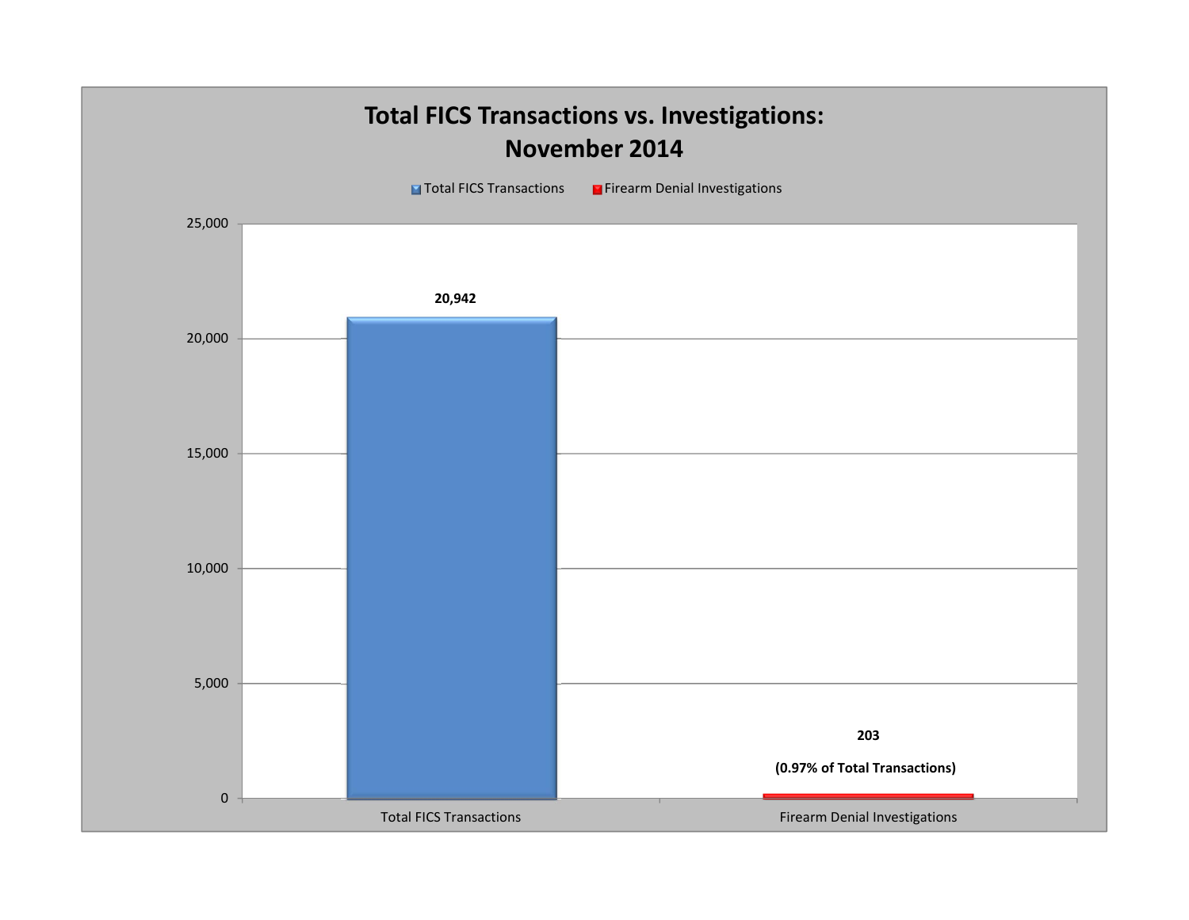# Total FICS Transactions vs. Investigations: November 2014

| Category | Count |
|---|---|
| Total FICS Transactions | 20,942 |
| Firearm Denial Investigations | 203 (0.97% of Total Transactions) |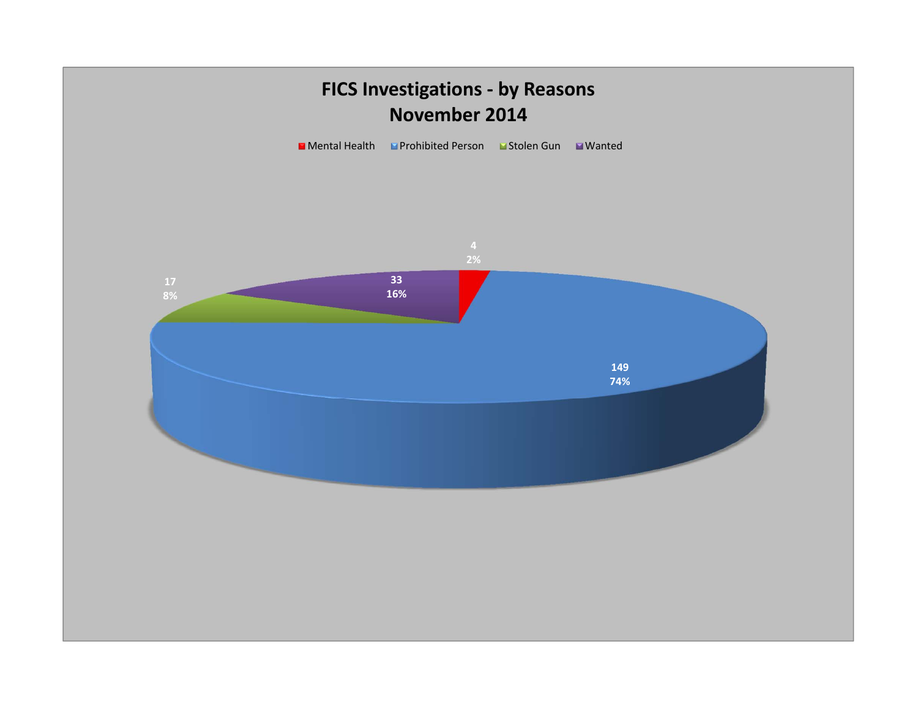# FICS Investigations - by Reasons
## November 2014

| Reason | Count | Percent |
|---|---|---|
| Mental Health | 4 | 2% |
| Prohibited Person | 149 | 74% |
| Stolen Gun | 17 | 8% |
| Wanted | 33 | 16% |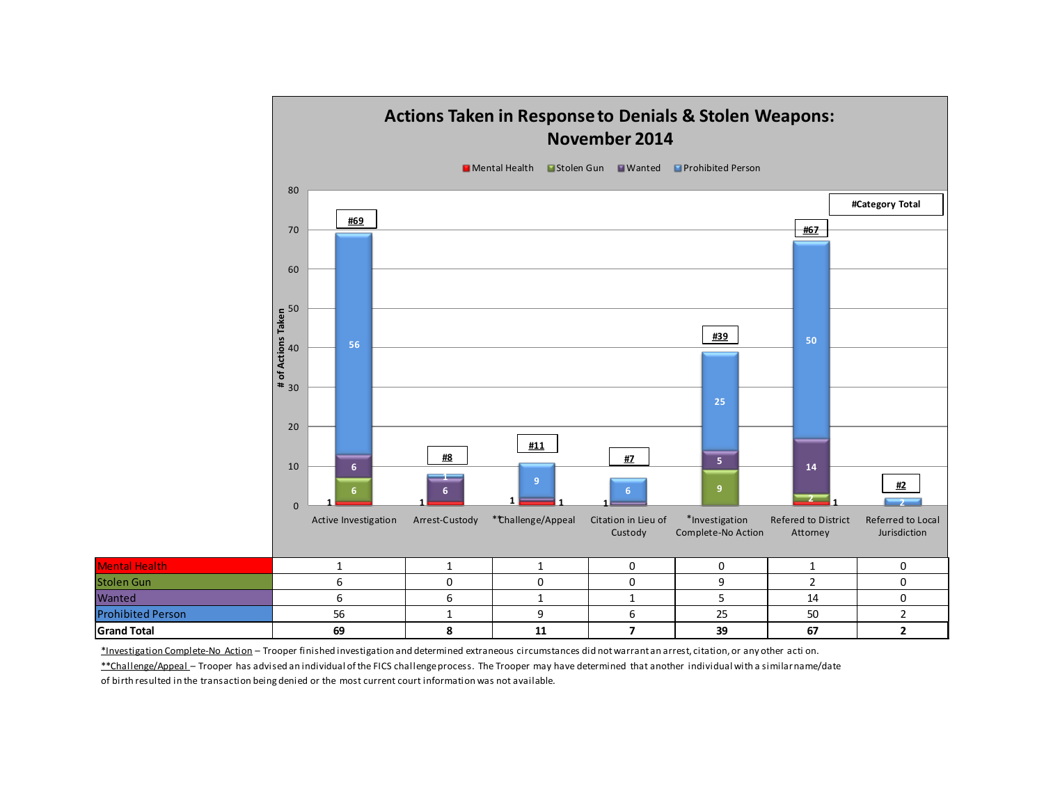# Actions Taken in Response to Denials & Stolen Weapons: November 2014

| | Active Investigation | Arrest-Custody | **Challenge/Appeal | Citation in Lieu of Custody | *Investigation Complete-No Action | Refered to District Attorney | Referred to Local Jurisdiction |
|---|---|---|---|---|---|---|---|
| Mental Health | 1 | 1 | 1 | 0 | 0 | 1 | 0 |
| Stolen Gun | 6 | 0 | 0 | 0 | 9 | 2 | 0 |
| Wanted | 6 | 6 | 1 | 1 | 5 | 14 | 0 |
| Prohibited Person | 56 | 1 | 9 | 6 | 25 | 50 | 2 |
| **Grand Total** | **69** | **8** | **11** | **7** | **39** | **67** | **2** |

*Investigation Complete-No Action – Trooper finished investigation and determined extraneous circumstances did not warrant an arrest, citation, or any other action.

**Challenge/Appeal – Trooper has advised an individual of the FICS challenge process. The Trooper may have determined that another individual with a similar name/date of birth resulted in the transaction being denied or the most current court information was not available.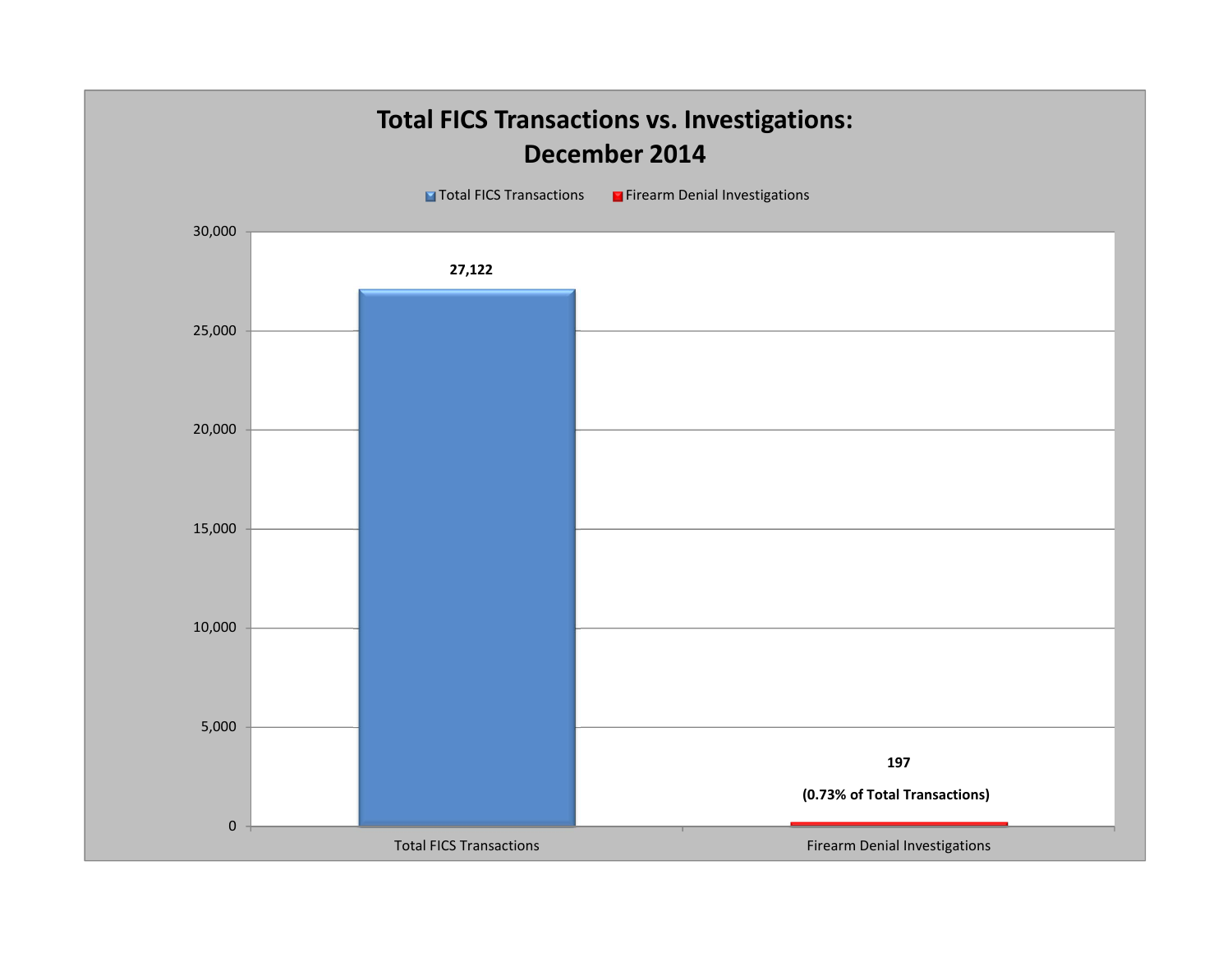## Total FICS Transactions vs. Investigations: December 2014

| Category | Count |
|---|---|
| Total FICS Transactions | 27,122 |
| Firearm Denial Investigations | 197 (0.73% of Total Transactions) |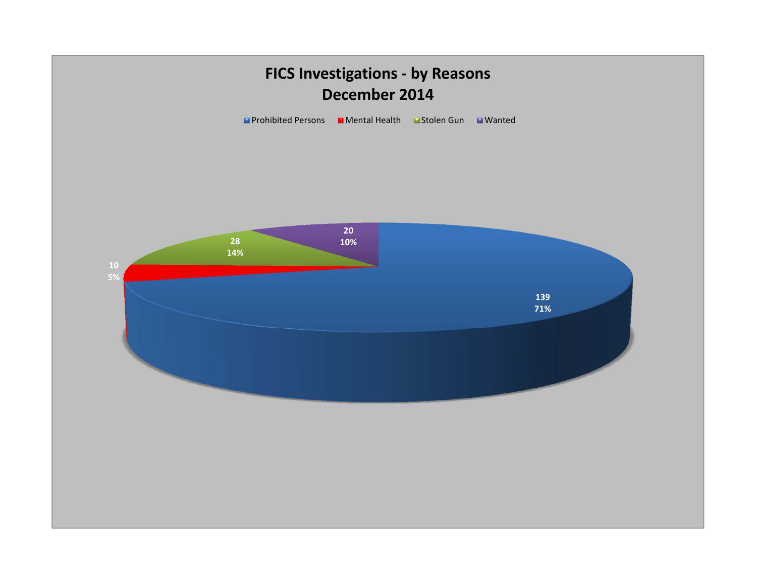# FICS Investigations - by Reasons
## December 2014

| Reason | Count | Percentage |
|---|---|---|
| Prohibited Persons | 139 | 71% |
| Mental Health | 10 | 5% |
| Stolen Gun | 28 | 14% |
| Wanted | 20 | 10% |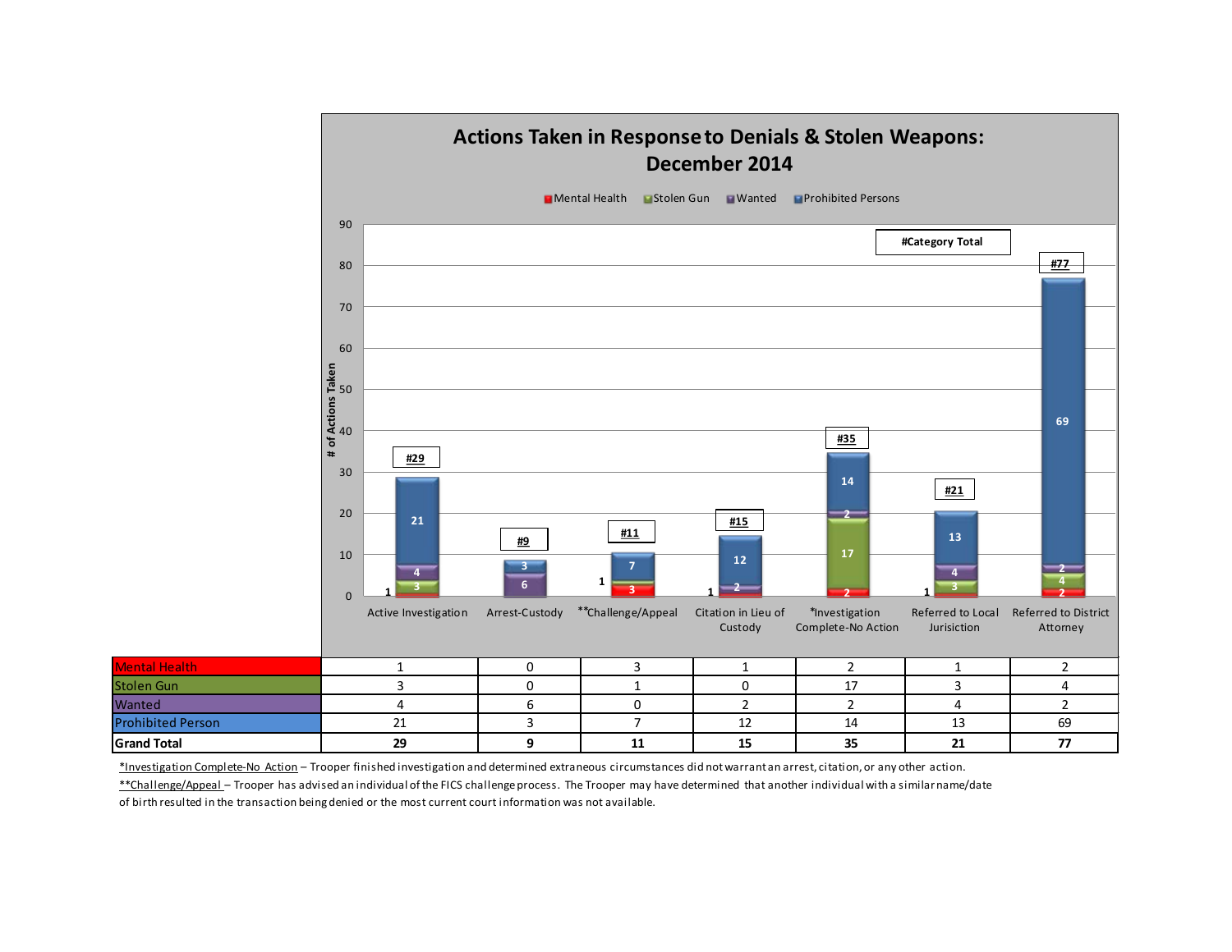## Actions Taken in Response to Denials & Stolen Weapons: December 2014

Mental Health  Stolen Gun  Wanted  Prohibited Persons

# of Actions Taken

90
80
70
60
50
40
30
20
10
0

#Category Total

Active Investigation: #29 — 1, 3, 4, 21
Arrest-Custody: #9 — 6, 3
**Challenge/Appeal: #11 — 3, 1, 7
Citation in Lieu of Custody: #15 — 1, 2, 12
*Investigation Complete-No Action: #35 — 2, 17, 2, 14
Referred to Local Jurisiction: #21 — 1, 3, 4, 13
Referred to District Attorney: #77 — 2, 4, 2, 69

| | Active Investigation | Arrest-Custody | **Challenge/Appeal | Citation in Lieu of Custody | *Investigation Complete-No Action | Referred to Local Jurisiction | Referred to District Attorney |
|---|---|---|---|---|---|---|---|
| Mental Health | 1 | 0 | 3 | 1 | 2 | 1 | 2 |
| Stolen Gun | 3 | 0 | 1 | 0 | 17 | 3 | 4 |
| Wanted | 4 | 6 | 0 | 2 | 2 | 4 | 2 |
| Prohibited Person | 21 | 3 | 7 | 12 | 14 | 13 | 69 |
| **Grand Total** | **29** | **9** | **11** | **15** | **35** | **21** | **77** |

*Investigation Complete-No Action – Trooper finished investigation and determined extraneous circumstances did not warrant an arrest, citation, or any other action.

**Challenge/Appeal – Trooper has advised an individual of the FICS challenge process. The Trooper may have determined that another individual with a similar name/date of birth resulted in the transaction being denied or the most current court information was not available.